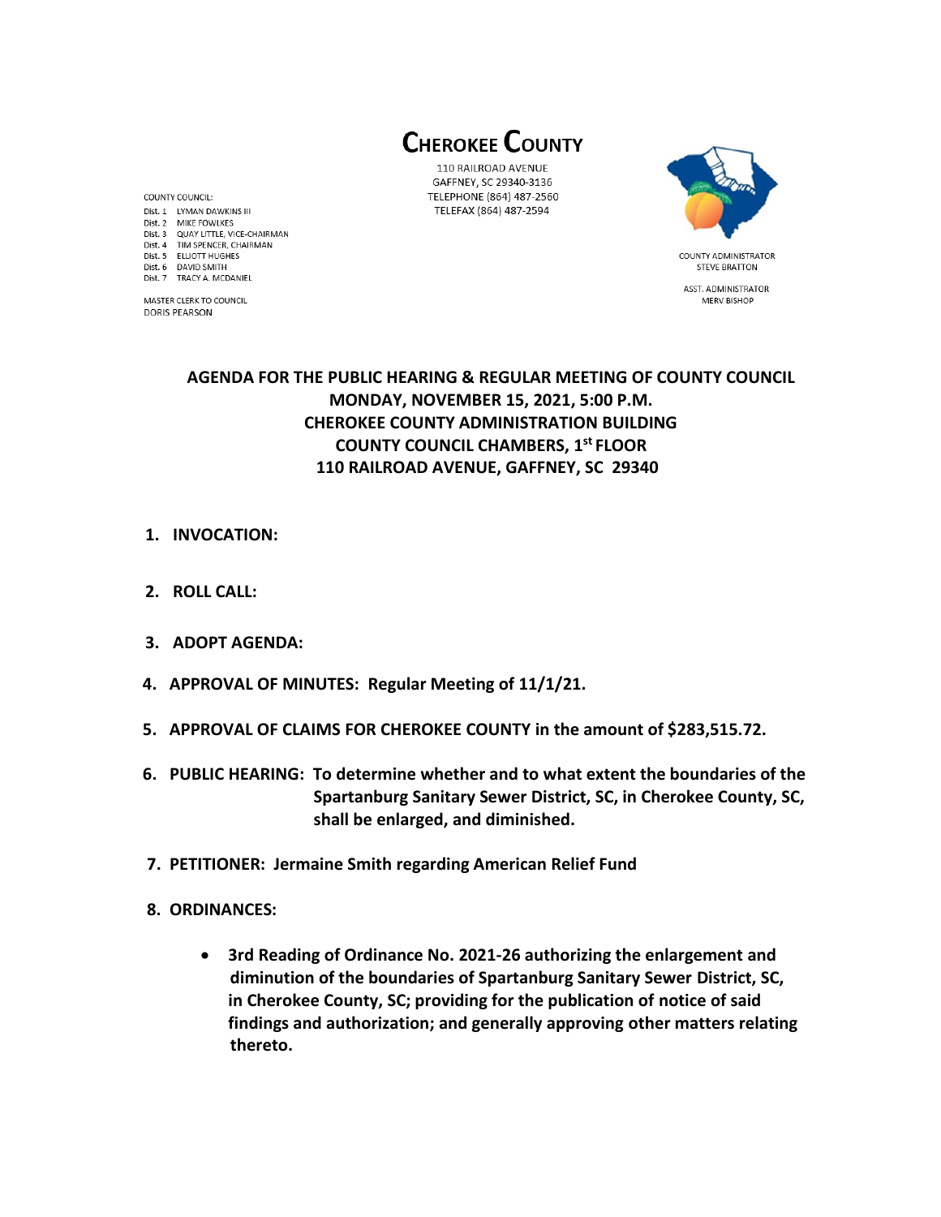# CHEROKEE COUNTY

110 RAILROAD AVENUE
GAFFNEY, SC 29340-3136
TELEPHONE (864) 487-2560
TELEFAX (864) 487-2594

COUNTY COUNCIL:
Dist. 1 LYMAN DAWKINS III
Dist. 2 MIKE FOWLKES
Dist. 3 QUAY LITTLE, VICE-CHAIRMAN
Dist. 4 TIM SPENCER, CHAIRMAN
Dist. 5 ELLIOTT HUGHES
Dist. 6 DAVID SMITH
Dist. 7 TRACY A. MCDANIEL

MASTER CLERK TO COUNCIL
DORIS PEARSON

COUNTY ADMINISTRATOR
STEVE BRATTON

ASST. ADMINISTRATOR
MERV BISHOP

## AGENDA FOR THE PUBLIC HEARING & REGULAR MEETING OF COUNTY COUNCIL
## MONDAY, NOVEMBER 15, 2021, 5:00 P.M.
## CHEROKEE COUNTY ADMINISTRATION BUILDING
## COUNTY COUNCIL CHAMBERS, 1st FLOOR
## 110 RAILROAD AVENUE, GAFFNEY, SC 29340

1. **INVOCATION:**

2. **ROLL CALL:**

3. **ADOPT AGENDA:**

4. **APPROVAL OF MINUTES: Regular Meeting of 11/1/21.**

5. **APPROVAL OF CLAIMS FOR CHEROKEE COUNTY in the amount of $283,515.72.**

6. **PUBLIC HEARING: To determine whether and to what extent the boundaries of the Spartanburg Sanitary Sewer District, SC, in Cherokee County, SC, shall be enlarged, and diminished.**

7. **PETITIONER: Jermaine Smith regarding American Relief Fund**

8. **ORDINANCES:**

   - **3rd Reading of Ordinance No. 2021-26 authorizing the enlargement and diminution of the boundaries of Spartanburg Sanitary Sewer District, SC, in Cherokee County, SC; providing for the publication of notice of said findings and authorization; and generally approving other matters relating thereto.**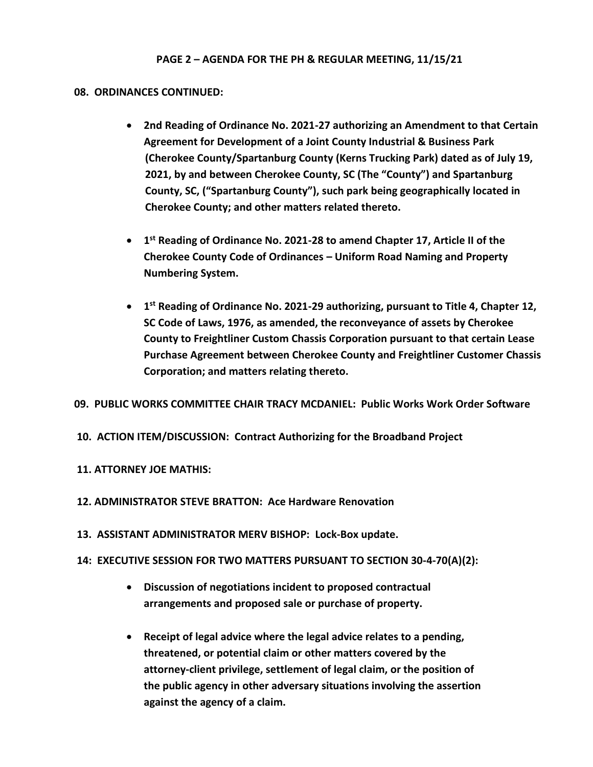**08. ORDINANCES CONTINUED:**

- **2nd Reading of Ordinance No. 2021-27 authorizing an Amendment to that Certain Agreement for Development of a Joint County Industrial & Business Park (Cherokee County/Spartanburg County (Kerns Trucking Park) dated as of July 19, 2021, by and between Cherokee County, SC (The "County") and Spartanburg County, SC, ("Spartanburg County"), such park being geographically located in Cherokee County; and other matters related thereto.**

- **1st Reading of Ordinance No. 2021-28 to amend Chapter 17, Article II of the Cherokee County Code of Ordinances – Uniform Road Naming and Property Numbering System.**

- **1st Reading of Ordinance No. 2021-29 authorizing, pursuant to Title 4, Chapter 12, SC Code of Laws, 1976, as amended, the reconveyance of assets by Cherokee County to Freightliner Custom Chassis Corporation pursuant to that certain Lease Purchase Agreement between Cherokee County and Freightliner Customer Chassis Corporation; and matters relating thereto.**

**09. PUBLIC WORKS COMMITTEE CHAIR TRACY MCDANIEL: Public Works Work Order Software**

**10. ACTION ITEM/DISCUSSION: Contract Authorizing for the Broadband Project**

**11. ATTORNEY JOE MATHIS:**

**12. ADMINISTRATOR STEVE BRATTON: Ace Hardware Renovation**

**13. ASSISTANT ADMINISTRATOR MERV BISHOP: Lock-Box update.**

**14: EXECUTIVE SESSION FOR TWO MATTERS PURSUANT TO SECTION 30-4-70(A)(2):**

- **Discussion of negotiations incident to proposed contractual arrangements and proposed sale or purchase of property.**

- **Receipt of legal advice where the legal advice relates to a pending, threatened, or potential claim or other matters covered by the attorney-client privilege, settlement of legal claim, or the position of the public agency in other adversary situations involving the assertion against the agency of a claim.**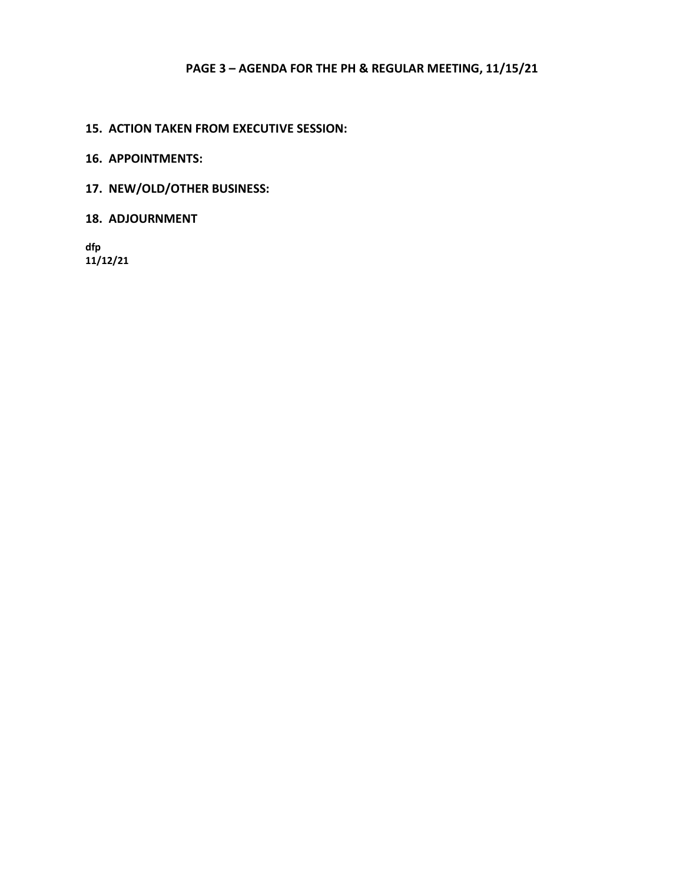**15. ACTION TAKEN FROM EXECUTIVE SESSION:**

**16. APPOINTMENTS:**

**17. NEW/OLD/OTHER BUSINESS:**

**18. ADJOURNMENT**

**dfp**
**11/12/21**